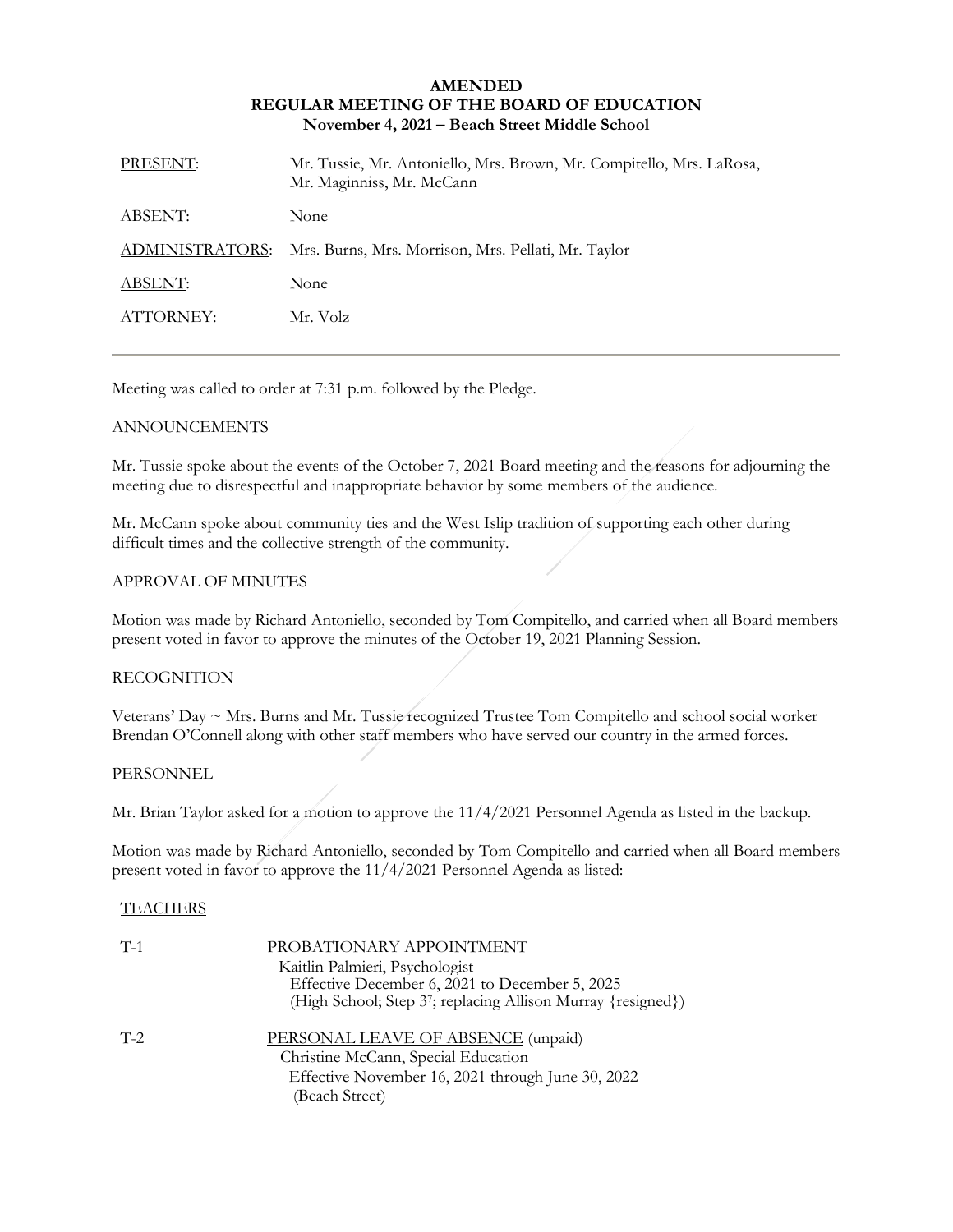**AMENDED**
**REGULAR MEETING OF THE BOARD OF EDUCATION**
**November 4, 2021 – Beach Street Middle School**

| | |
|---|---|
| PRESENT: | Mr. Tussie, Mr. Antoniello, Mrs. Brown, Mr. Compitello, Mrs. LaRosa, Mr. Maginniss, Mr. McCann |
| ABSENT: | None |
| ADMINISTRATORS: | Mrs. Burns, Mrs. Morrison, Mrs. Pellati, Mr. Taylor |
| ABSENT: | None |
| ATTORNEY: | Mr. Volz |

---

Meeting was called to order at 7:31 p.m. followed by the Pledge.

ANNOUNCEMENTS

Mr. Tussie spoke about the events of the October 7, 2021 Board meeting and the reasons for adjourning the meeting due to disrespectful and inappropriate behavior by some members of the audience.

Mr. McCann spoke about community ties and the West Islip tradition of supporting each other during difficult times and the collective strength of the community.

APPROVAL OF MINUTES

Motion was made by Richard Antoniello, seconded by Tom Compitello, and carried when all Board members present voted in favor to approve the minutes of the October 19, 2021 Planning Session.

RECOGNITION

Veterans' Day ~ Mrs. Burns and Mr. Tussie recognized Trustee Tom Compitello and school social worker Brendan O'Connell along with other staff members who have served our country in the armed forces.

PERSONNEL

Mr. Brian Taylor asked for a motion to approve the 11/4/2021 Personnel Agenda as listed in the backup.

Motion was made by Richard Antoniello, seconded by Tom Compitello and carried when all Board members present voted in favor to approve the 11/4/2021 Personnel Agenda as listed:

TEACHERS

T-1 PROBATIONARY APPOINTMENT
Kaitlin Palmieri, Psychologist
Effective December 6, 2021 to December 5, 2025
(High School; Step 3[7]; replacing Allison Murray {resigned})

T-2 PERSONAL LEAVE OF ABSENCE (unpaid)
Christine McCann, Special Education
Effective November 16, 2021 through June 30, 2022
(Beach Street)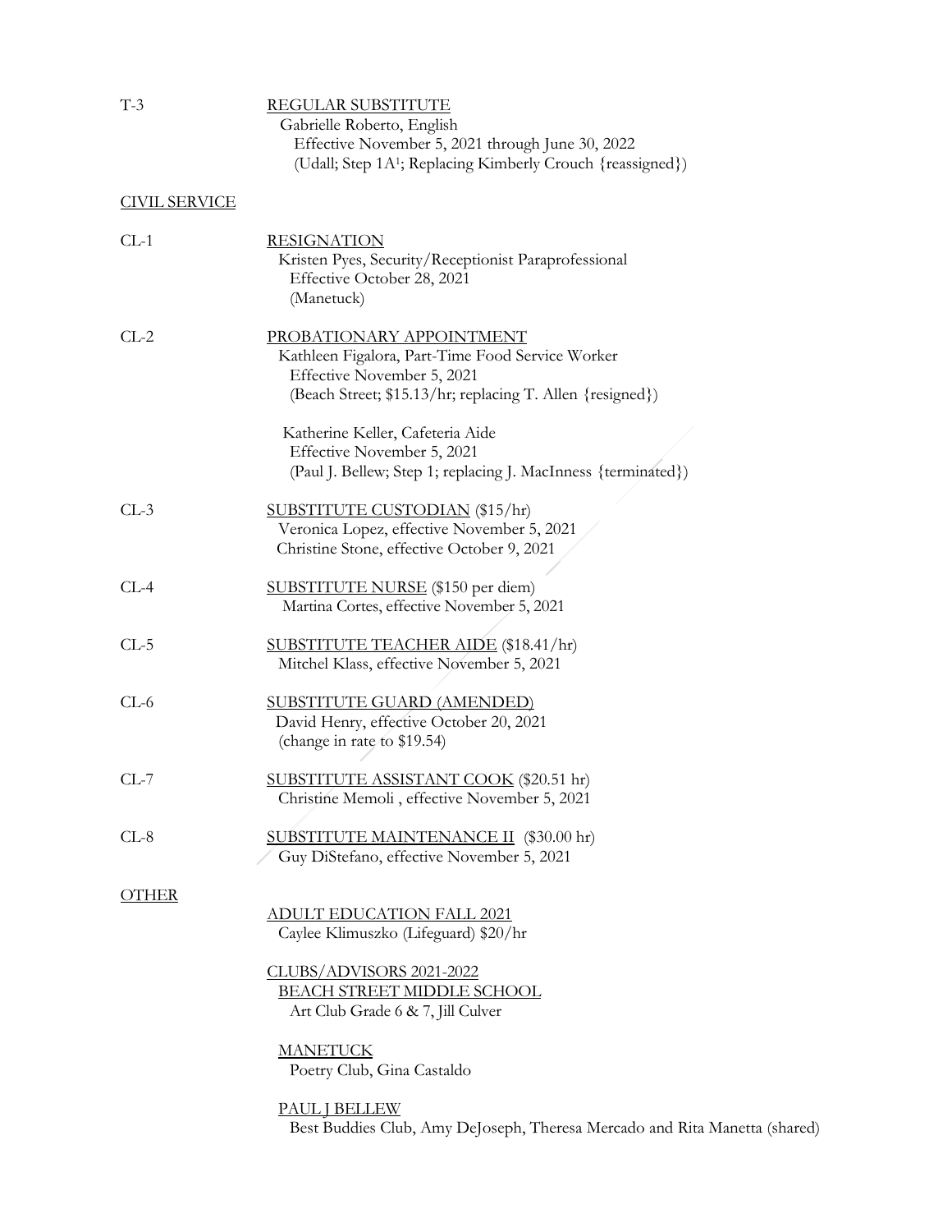T-3 REGULAR SUBSTITUTE

Gabrielle Roberto, English
Effective November 5, 2021 through June 30, 2022
(Udall; Step 1A[1]; Replacing Kimberly Crouch {reassigned})

CIVIL SERVICE

CL-1 RESIGNATION

Kristen Pyes, Security/Receptionist Paraprofessional
Effective October 28, 2021
(Manetuck)

CL-2 PROBATIONARY APPOINTMENT

Kathleen Figalora, Part-Time Food Service Worker
Effective November 5, 2021
(Beach Street; $15.13/hr; replacing T. Allen {resigned})

Katherine Keller, Cafeteria Aide
Effective November 5, 2021
(Paul J. Bellew; Step 1; replacing J. MacInness {terminated})

CL-3 SUBSTITUTE CUSTODIAN ($15/hr)

Veronica Lopez, effective November 5, 2021
Christine Stone, effective October 9, 2021

CL-4 SUBSTITUTE NURSE ($150 per diem)

Martina Cortes, effective November 5, 2021

CL-5 SUBSTITUTE TEACHER AIDE ($18.41/hr)

Mitchel Klass, effective November 5, 2021

CL-6 SUBSTITUTE GUARD (AMENDED)

David Henry, effective October 20, 2021
(change in rate to $19.54)

CL-7 SUBSTITUTE ASSISTANT COOK ($20.51 hr)

Christine Memoli , effective November 5, 2021

CL-8 SUBSTITUTE MAINTENANCE II ($30.00 hr)

Guy DiStefano, effective November 5, 2021

OTHER

ADULT EDUCATION FALL 2021

Caylee Klimuszko (Lifeguard) $20/hr

CLUBS/ADVISORS 2021-2022

BEACH STREET MIDDLE SCHOOL

Art Club Grade 6 & 7, Jill Culver

MANETUCK

Poetry Club, Gina Castaldo

PAUL J BELLEW

Best Buddies Club, Amy DeJoseph, Theresa Mercado and Rita Manetta (shared)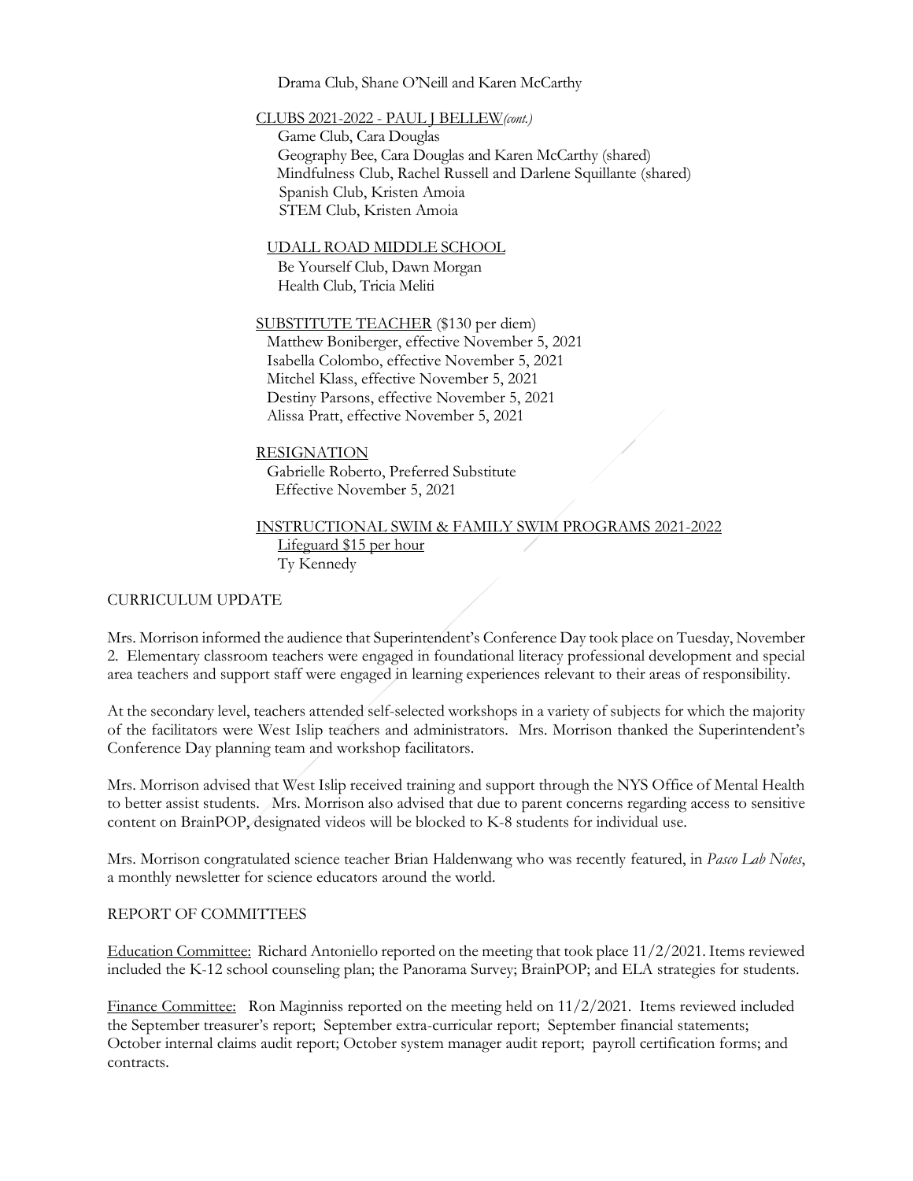Drama Club, Shane O'Neill and Karen McCarthy

<u>CLUBS 2021-2022 - PAUL J BELLEW</u>*(cont.)*

Game Club, Cara Douglas
Geography Bee, Cara Douglas and Karen McCarthy (shared)
Mindfulness Club, Rachel Russell and Darlene Squillante (shared)
Spanish Club, Kristen Amoia
STEM Club, Kristen Amoia

<u>UDALL ROAD MIDDLE SCHOOL</u>

Be Yourself Club, Dawn Morgan
Health Club, Tricia Meliti

<u>SUBSTITUTE TEACHER</u> ($130 per diem)

Matthew Boniberger, effective November 5, 2021
Isabella Colombo, effective November 5, 2021
Mitchel Klass, effective November 5, 2021
Destiny Parsons, effective November 5, 2021
Alissa Pratt, effective November 5, 2021

<u>RESIGNATION</u>

Gabrielle Roberto, Preferred Substitute
Effective November 5, 2021

<u>INSTRUCTIONAL SWIM & FAMILY SWIM PROGRAMS 2021-2022</u>

<u>Lifeguard $15 per hour</u>
Ty Kennedy

CURRICULUM UPDATE

Mrs. Morrison informed the audience that Superintendent's Conference Day took place on Tuesday, November 2. Elementary classroom teachers were engaged in foundational literacy professional development and special area teachers and support staff were engaged in learning experiences relevant to their areas of responsibility.

At the secondary level, teachers attended self-selected workshops in a variety of subjects for which the majority of the facilitators were West Islip teachers and administrators. Mrs. Morrison thanked the Superintendent's Conference Day planning team and workshop facilitators.

Mrs. Morrison advised that West Islip received training and support through the NYS Office of Mental Health to better assist students. Mrs. Morrison also advised that due to parent concerns regarding access to sensitive content on BrainPOP, designated videos will be blocked to K-8 students for individual use.

Mrs. Morrison congratulated science teacher Brian Haldenwang who was recently featured, in *Pasco Lab Notes*, a monthly newsletter for science educators around the world.

REPORT OF COMMITTEES

<u>Education Committee:</u> Richard Antoniello reported on the meeting that took place 11/2/2021. Items reviewed included the K-12 school counseling plan; the Panorama Survey; BrainPOP; and ELA strategies for students.

<u>Finance Committee:</u> Ron Maginniss reported on the meeting held on 11/2/2021. Items reviewed included the September treasurer's report; September extra-curricular report; September financial statements; October internal claims audit report; October system manager audit report; payroll certification forms; and contracts.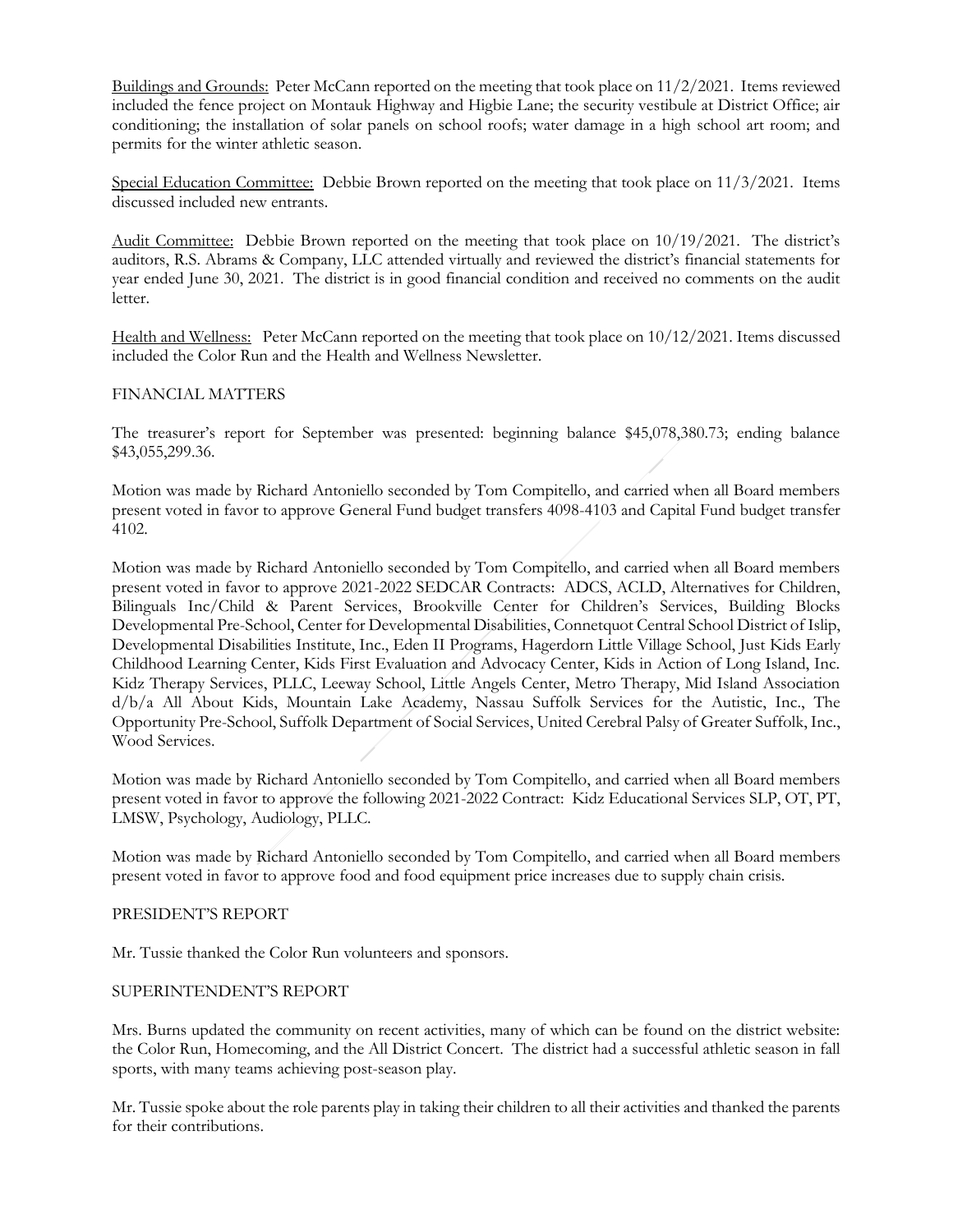<u>Buildings and Grounds:</u> Peter McCann reported on the meeting that took place on 11/2/2021. Items reviewed included the fence project on Montauk Highway and Higbie Lane; the security vestibule at District Office; air conditioning; the installation of solar panels on school roofs; water damage in a high school art room; and permits for the winter athletic season.

<u>Special Education Committee:</u> Debbie Brown reported on the meeting that took place on 11/3/2021. Items discussed included new entrants.

<u>Audit Committee:</u> Debbie Brown reported on the meeting that took place on 10/19/2021. The district's auditors, R.S. Abrams & Company, LLC attended virtually and reviewed the district's financial statements for year ended June 30, 2021. The district is in good financial condition and received no comments on the audit letter.

<u>Health and Wellness:</u> Peter McCann reported on the meeting that took place on 10/12/2021. Items discussed included the Color Run and the Health and Wellness Newsletter.

FINANCIAL MATTERS

The treasurer's report for September was presented: beginning balance $45,078,380.73; ending balance $43,055,299.36.

Motion was made by Richard Antoniello seconded by Tom Compitello, and carried when all Board members present voted in favor to approve General Fund budget transfers 4098-4103 and Capital Fund budget transfer 4102.

Motion was made by Richard Antoniello seconded by Tom Compitello, and carried when all Board members present voted in favor to approve 2021-2022 SEDCAR Contracts: ADCS, ACLD, Alternatives for Children, Bilinguals Inc/Child & Parent Services, Brookville Center for Children's Services, Building Blocks Developmental Pre-School, Center for Developmental Disabilities, Connetquot Central School District of Islip, Developmental Disabilities Institute, Inc., Eden II Programs, Hagerdorn Little Village School, Just Kids Early Childhood Learning Center, Kids First Evaluation and Advocacy Center, Kids in Action of Long Island, Inc. Kidz Therapy Services, PLLC, Leeway School, Little Angels Center, Metro Therapy, Mid Island Association d/b/a All About Kids, Mountain Lake Academy, Nassau Suffolk Services for the Autistic, Inc., The Opportunity Pre-School, Suffolk Department of Social Services, United Cerebral Palsy of Greater Suffolk, Inc., Wood Services.

Motion was made by Richard Antoniello seconded by Tom Compitello, and carried when all Board members present voted in favor to approve the following 2021-2022 Contract: Kidz Educational Services SLP, OT, PT, LMSW, Psychology, Audiology, PLLC.

Motion was made by Richard Antoniello seconded by Tom Compitello, and carried when all Board members present voted in favor to approve food and food equipment price increases due to supply chain crisis.

PRESIDENT'S REPORT

Mr. Tussie thanked the Color Run volunteers and sponsors.

SUPERINTENDENT'S REPORT

Mrs. Burns updated the community on recent activities, many of which can be found on the district website: the Color Run, Homecoming, and the All District Concert. The district had a successful athletic season in fall sports, with many teams achieving post-season play.

Mr. Tussie spoke about the role parents play in taking their children to all their activities and thanked the parents for their contributions.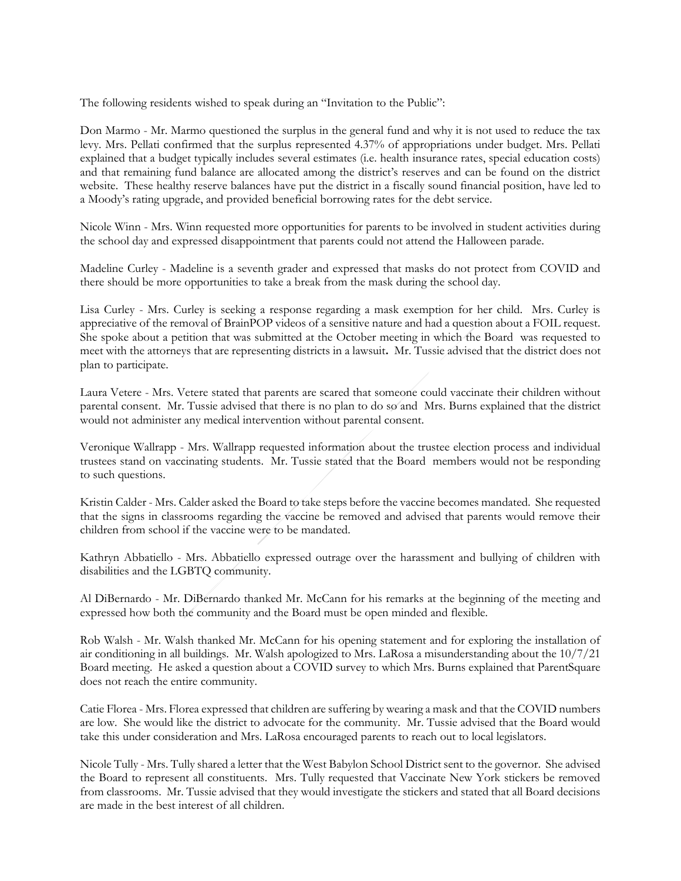The following residents wished to speak during an "Invitation to the Public":

Don Marmo - Mr. Marmo questioned the surplus in the general fund and why it is not used to reduce the tax levy. Mrs. Pellati confirmed that the surplus represented 4.37% of appropriations under budget. Mrs. Pellati explained that a budget typically includes several estimates (i.e. health insurance rates, special education costs) and that remaining fund balance are allocated among the district's reserves and can be found on the district website. These healthy reserve balances have put the district in a fiscally sound financial position, have led to a Moody's rating upgrade, and provided beneficial borrowing rates for the debt service.

Nicole Winn - Mrs. Winn requested more opportunities for parents to be involved in student activities during the school day and expressed disappointment that parents could not attend the Halloween parade.

Madeline Curley - Madeline is a seventh grader and expressed that masks do not protect from COVID and there should be more opportunities to take a break from the mask during the school day.

Lisa Curley - Mrs. Curley is seeking a response regarding a mask exemption for her child. Mrs. Curley is appreciative of the removal of BrainPOP videos of a sensitive nature and had a question about a FOIL request. She spoke about a petition that was submitted at the October meeting in which the Board was requested to meet with the attorneys that are representing districts in a lawsuit**.** Mr. Tussie advised that the district does not plan to participate.

Laura Vetere - Mrs. Vetere stated that parents are scared that someone could vaccinate their children without parental consent. Mr. Tussie advised that there is no plan to do so and Mrs. Burns explained that the district would not administer any medical intervention without parental consent.

Veronique Wallrapp - Mrs. Wallrapp requested information about the trustee election process and individual trustees stand on vaccinating students. Mr. Tussie stated that the Board members would not be responding to such questions.

Kristin Calder - Mrs. Calder asked the Board to take steps before the vaccine becomes mandated. She requested that the signs in classrooms regarding the vaccine be removed and advised that parents would remove their children from school if the vaccine were to be mandated.

Kathryn Abbatiello - Mrs. Abbatiello expressed outrage over the harassment and bullying of children with disabilities and the LGBTQ community.

Al DiBernardo - Mr. DiBernardo thanked Mr. McCann for his remarks at the beginning of the meeting and expressed how both the community and the Board must be open minded and flexible.

Rob Walsh - Mr. Walsh thanked Mr. McCann for his opening statement and for exploring the installation of air conditioning in all buildings. Mr. Walsh apologized to Mrs. LaRosa a misunderstanding about the 10/7/21 Board meeting. He asked a question about a COVID survey to which Mrs. Burns explained that ParentSquare does not reach the entire community.

Catie Florea - Mrs. Florea expressed that children are suffering by wearing a mask and that the COVID numbers are low. She would like the district to advocate for the community. Mr. Tussie advised that the Board would take this under consideration and Mrs. LaRosa encouraged parents to reach out to local legislators.

Nicole Tully - Mrs. Tully shared a letter that the West Babylon School District sent to the governor. She advised the Board to represent all constituents. Mrs. Tully requested that Vaccinate New York stickers be removed from classrooms. Mr. Tussie advised that they would investigate the stickers and stated that all Board decisions are made in the best interest of all children.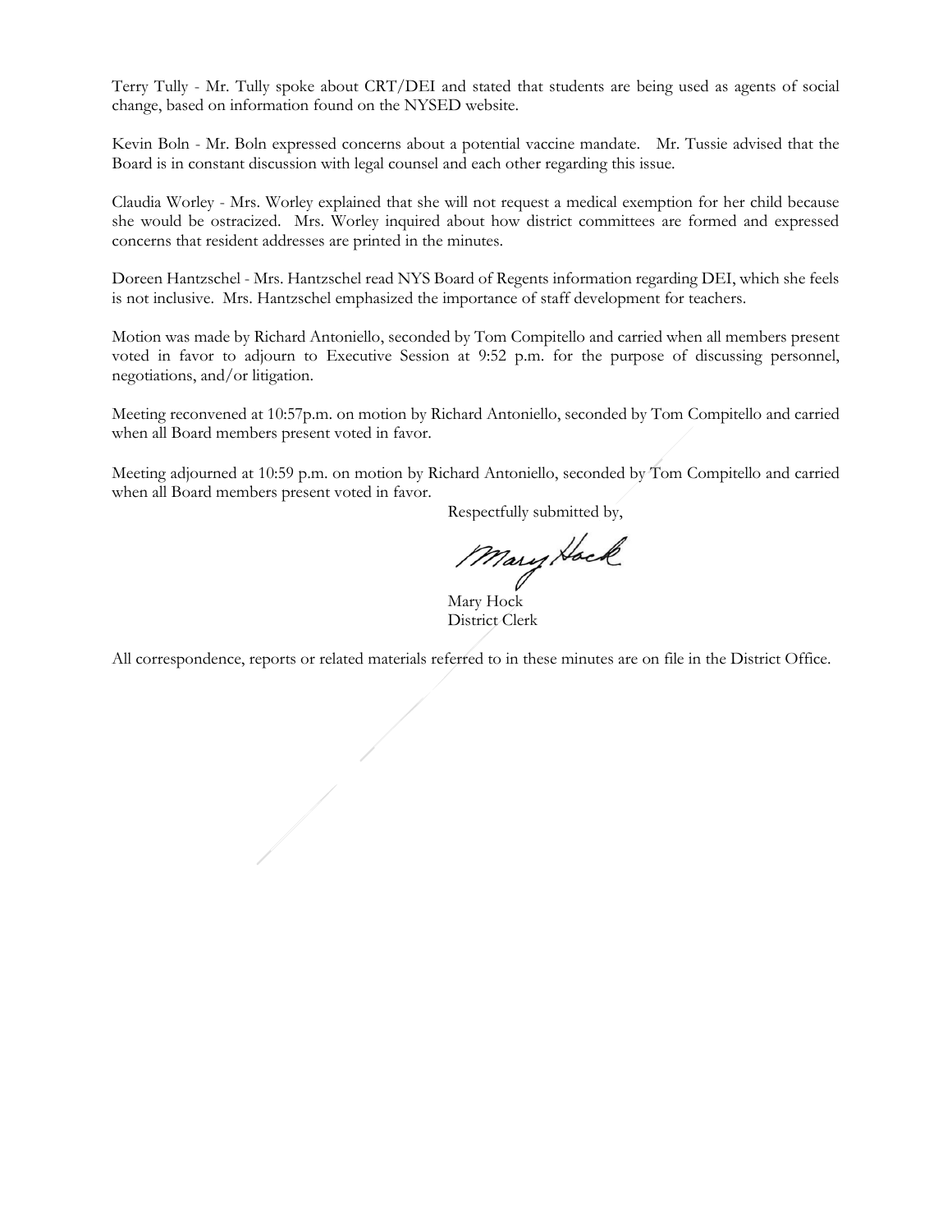Terry Tully - Mr. Tully spoke about CRT/DEI and stated that students are being used as agents of social change, based on information found on the NYSED website.

Kevin Boln - Mr. Boln expressed concerns about a potential vaccine mandate. Mr. Tussie advised that the Board is in constant discussion with legal counsel and each other regarding this issue.

Claudia Worley - Mrs. Worley explained that she will not request a medical exemption for her child because she would be ostracized. Mrs. Worley inquired about how district committees are formed and expressed concerns that resident addresses are printed in the minutes.

Doreen Hantzschel - Mrs. Hantzschel read NYS Board of Regents information regarding DEI, which she feels is not inclusive. Mrs. Hantzschel emphasized the importance of staff development for teachers.

Motion was made by Richard Antoniello, seconded by Tom Compitello and carried when all members present voted in favor to adjourn to Executive Session at 9:52 p.m. for the purpose of discussing personnel, negotiations, and/or litigation.

Meeting reconvened at 10:57p.m. on motion by Richard Antoniello, seconded by Tom Compitello and carried when all Board members present voted in favor.

Meeting adjourned at 10:59 p.m. on motion by Richard Antoniello, seconded by Tom Compitello and carried when all Board members present voted in favor.

Respectfully submitted by,

Mary Hock

Mary Hock
District Clerk

All correspondence, reports or related materials referred to in these minutes are on file in the District Office.